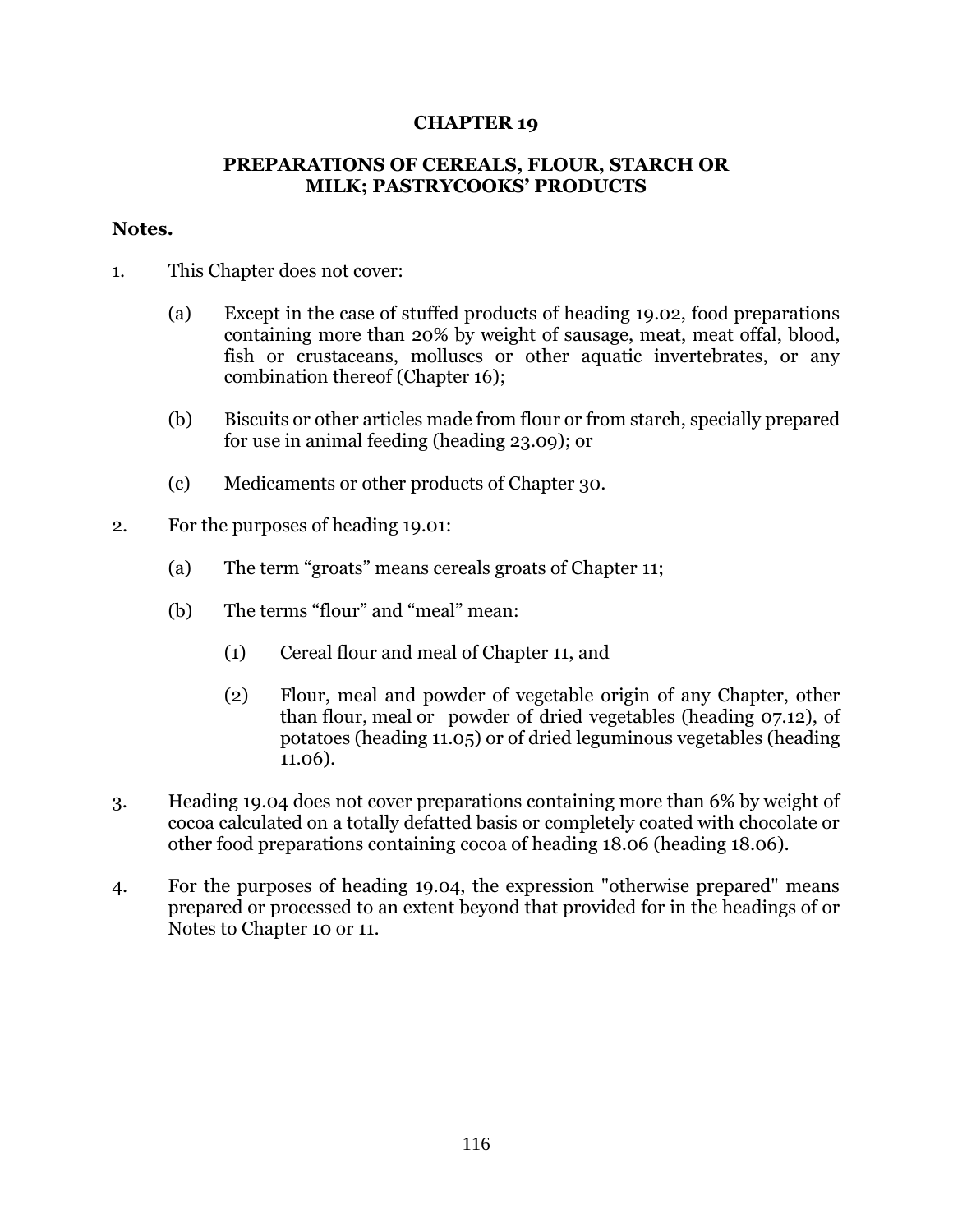# CHAPTER 19

## PREPARATIONS OF CEREALS, FLOUR, STARCH OR MILK; PASTRYCOOKS' PRODUCTS

**Notes.**

1. This Chapter does not cover:

   (a) Except in the case of stuffed products of heading 19.02, food preparations containing more than 20% by weight of sausage, meat, meat offal, blood, fish or crustaceans, molluscs or other aquatic invertebrates, or any combination thereof (Chapter 16);

   (b) Biscuits or other articles made from flour or from starch, specially prepared for use in animal feeding (heading 23.09); or

   (c) Medicaments or other products of Chapter 30.

2. For the purposes of heading 19.01:

   (a) The term "groats" means cereals groats of Chapter 11;

   (b) The terms "flour" and "meal" mean:

      (1) Cereal flour and meal of Chapter 11, and

      (2) Flour, meal and powder of vegetable origin of any Chapter, other than flour, meal or powder of dried vegetables (heading 07.12), of potatoes (heading 11.05) or of dried leguminous vegetables (heading 11.06).

3. Heading 19.04 does not cover preparations containing more than 6% by weight of cocoa calculated on a totally defatted basis or completely coated with chocolate or other food preparations containing cocoa of heading 18.06 (heading 18.06).

4. For the purposes of heading 19.04, the expression "otherwise prepared" means prepared or processed to an extent beyond that provided for in the headings of or Notes to Chapter 10 or 11.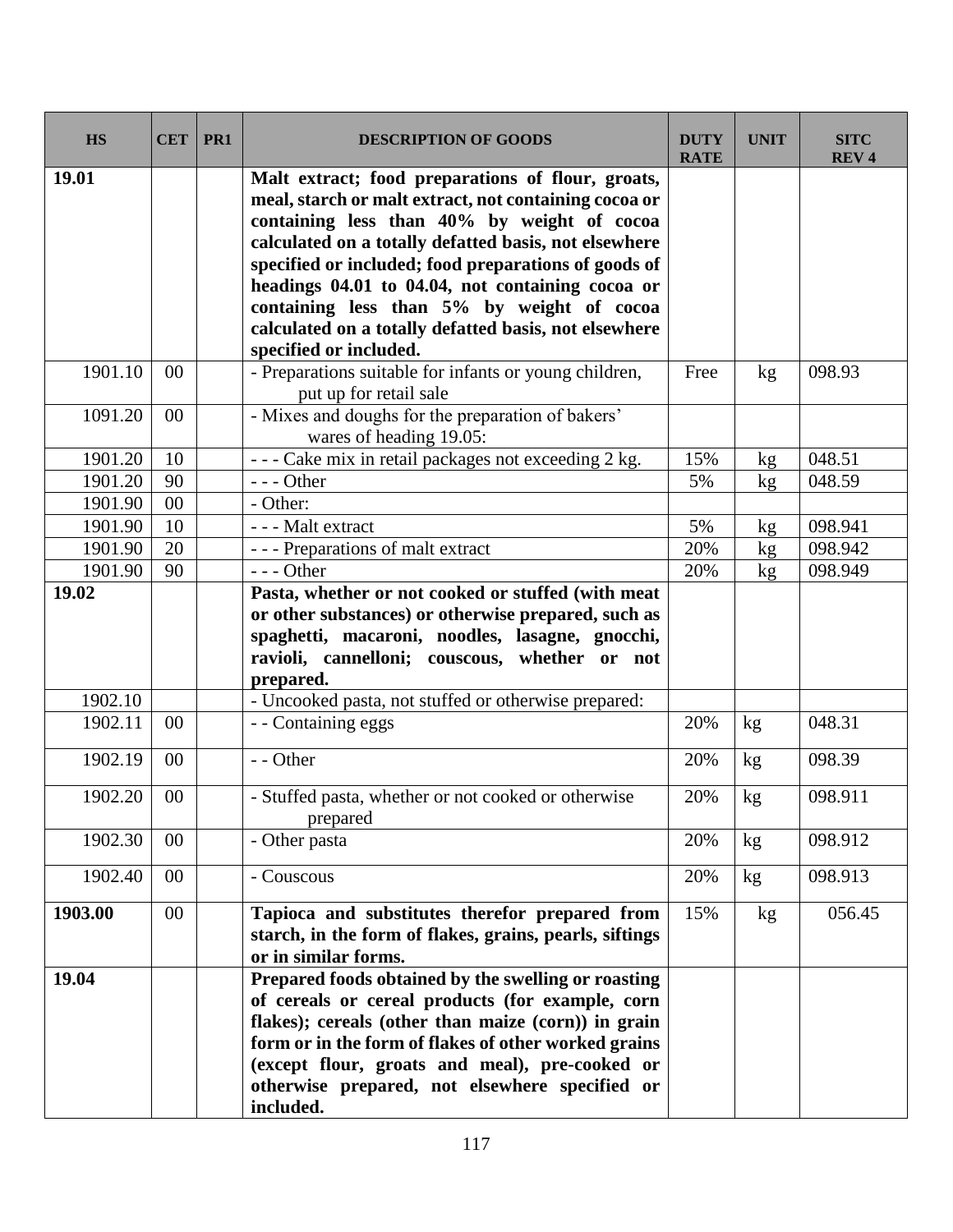| HS | CET | PR1 | DESCRIPTION OF GOODS | DUTY RATE | UNIT | SITC REV 4 |
|---|---|---|---|---|---|---|
| **19.01** | | | **Malt extract; food preparations of flour, groats, meal, starch or malt extract, not containing cocoa or containing less than 40% by weight of cocoa calculated on a totally defatted basis, not elsewhere specified or included; food preparations of goods of headings 04.01 to 04.04, not containing cocoa or containing less than 5% by weight of cocoa calculated on a totally defatted basis, not elsewhere specified or included.** | | | |
| 1901.10 | 00 | | - Preparations suitable for infants or young children, put up for retail sale | Free | kg | 098.93 |
| 1091.20 | 00 | | - Mixes and doughs for the preparation of bakers' wares of heading 19.05: | | | |
| 1901.20 | 10 | | - - - Cake mix in retail packages not exceeding 2 kg. | 15% | kg | 048.51 |
| 1901.20 | 90 | | - - - Other | 5% | kg | 048.59 |
| 1901.90 | 00 | | - Other: | | | |
| 1901.90 | 10 | | - - - Malt extract | 5% | kg | 098.941 |
| 1901.90 | 20 | | - - - Preparations of malt extract | 20% | kg | 098.942 |
| 1901.90 | 90 | | - - - Other | 20% | kg | 098.949 |
| **19.02** | | | **Pasta, whether or not cooked or stuffed (with meat or other substances) or otherwise prepared, such as spaghetti, macaroni, noodles, lasagne, gnocchi, ravioli, cannelloni; couscous, whether or not prepared.** | | | |
| 1902.10 | | | - Uncooked pasta, not stuffed or otherwise prepared: | | | |
| 1902.11 | 00 | | - - Containing eggs | 20% | kg | 048.31 |
| 1902.19 | 00 | | - - Other | 20% | kg | 098.39 |
| 1902.20 | 00 | | - Stuffed pasta, whether or not cooked or otherwise prepared | 20% | kg | 098.911 |
| 1902.30 | 00 | | - Other pasta | 20% | kg | 098.912 |
| 1902.40 | 00 | | - Couscous | 20% | kg | 098.913 |
| **1903.00** | 00 | | **Tapioca and substitutes therefor prepared from starch, in the form of flakes, grains, pearls, siftings or in similar forms.** | 15% | kg | 056.45 |
| **19.04** | | | **Prepared foods obtained by the swelling or roasting of cereals or cereal products (for example, corn flakes); cereals (other than maize (corn)) in grain form or in the form of flakes of other worked grains (except flour, groats and meal), pre-cooked or otherwise prepared, not elsewhere specified or included.** | | | |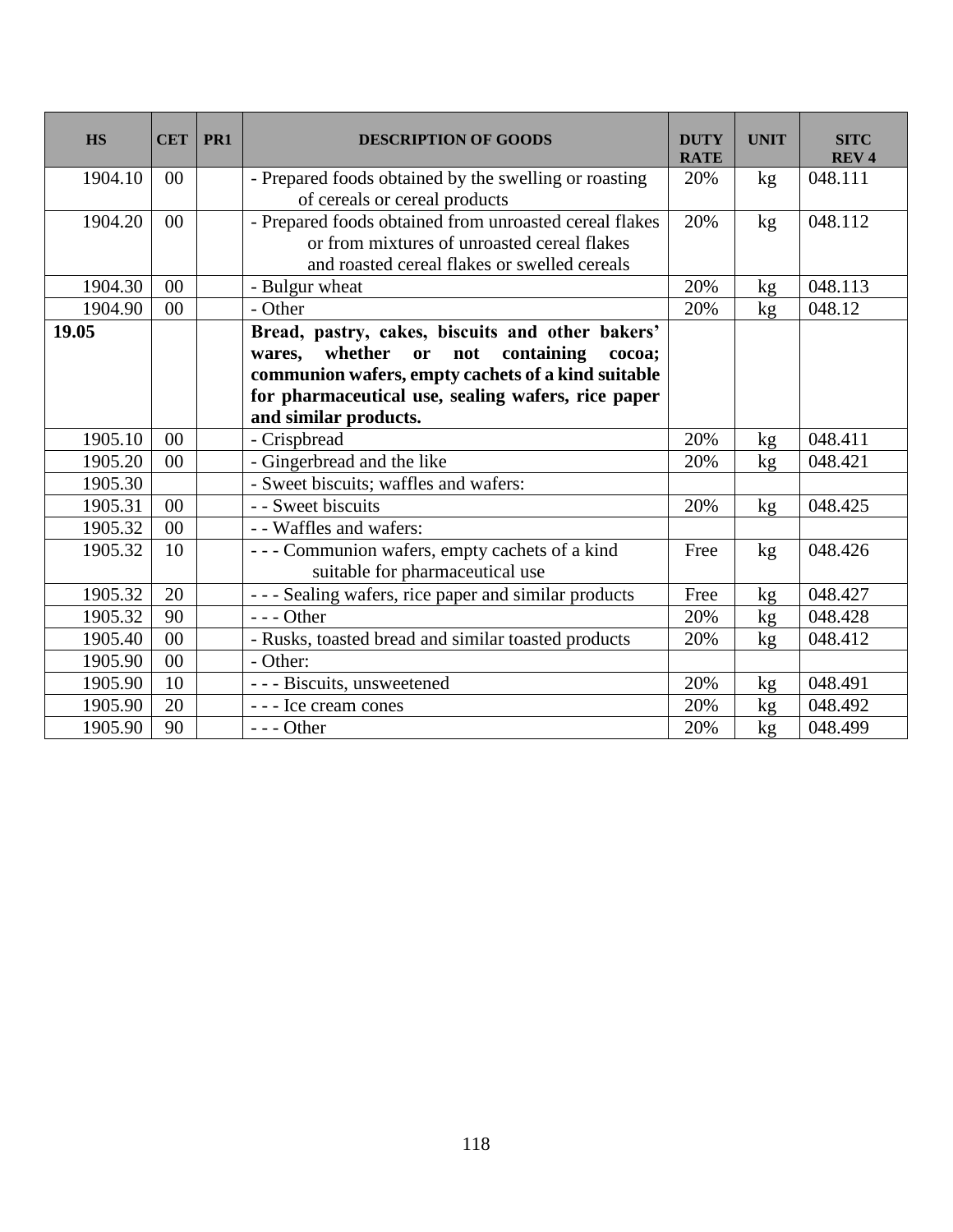| HS | CET | PR1 | DESCRIPTION OF GOODS | DUTY RATE | UNIT | SITC REV 4 |
|---|---|---|---|---|---|---|
| 1904.10 | 00 | | - Prepared foods obtained by the swelling or roasting of cereals or cereal products | 20% | kg | 048.111 |
| 1904.20 | 00 | | - Prepared foods obtained from unroasted cereal flakes or from mixtures of unroasted cereal flakes and roasted cereal flakes or swelled cereals | 20% | kg | 048.112 |
| 1904.30 | 00 | | - Bulgur wheat | 20% | kg | 048.113 |
| 1904.90 | 00 | | - Other | 20% | kg | 048.12 |
| **19.05** | | | **Bread, pastry, cakes, biscuits and other bakers' wares, whether or not containing cocoa; communion wafers, empty cachets of a kind suitable for pharmaceutical use, sealing wafers, rice paper and similar products.** | | | |
| 1905.10 | 00 | | - Crispbread | 20% | kg | 048.411 |
| 1905.20 | 00 | | - Gingerbread and the like | 20% | kg | 048.421 |
| 1905.30 | | | - Sweet biscuits; waffles and wafers: | | | |
| 1905.31 | 00 | | - - Sweet biscuits | 20% | kg | 048.425 |
| 1905.32 | 00 | | - - Waffles and wafers: | | | |
| 1905.32 | 10 | | - - - Communion wafers, empty cachets of a kind suitable for pharmaceutical use | Free | kg | 048.426 |
| 1905.32 | 20 | | - - - Sealing wafers, rice paper and similar products | Free | kg | 048.427 |
| 1905.32 | 90 | | - - - Other | 20% | kg | 048.428 |
| 1905.40 | 00 | | - Rusks, toasted bread and similar toasted products | 20% | kg | 048.412 |
| 1905.90 | 00 | | - Other: | | | |
| 1905.90 | 10 | | - - - Biscuits, unsweetened | 20% | kg | 048.491 |
| 1905.90 | 20 | | - - - Ice cream cones | 20% | kg | 048.492 |
| 1905.90 | 90 | | - - - Other | 20% | kg | 048.499 |